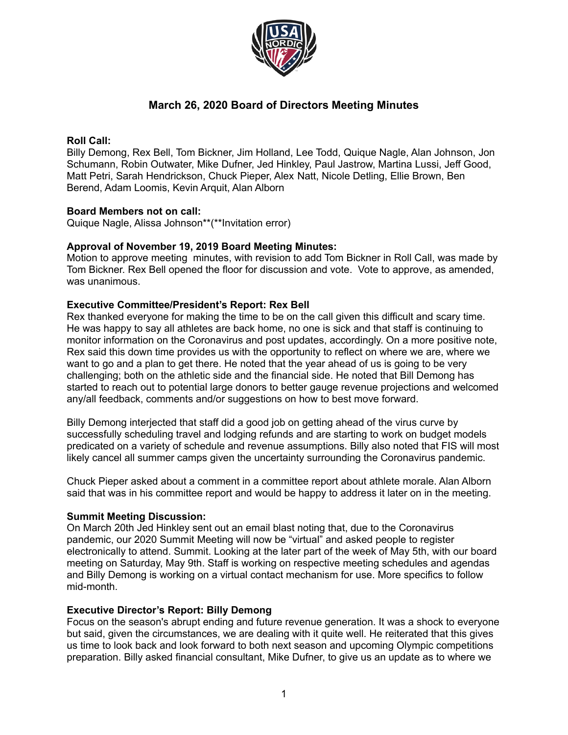# March 26, 2020 Board of Directors Meeting Minutes

**Roll Call:**
Billy Demong, Rex Bell, Tom Bickner, Jim Holland, Lee Todd, Quique Nagle, Alan Johnson, Jon Schumann, Robin Outwater, Mike Dufner, Jed Hinkley, Paul Jastrow, Martina Lussi, Jeff Good, Matt Petri, Sarah Hendrickson, Chuck Pieper, Alex Natt, Nicole Detling, Ellie Brown, Ben Berend, Adam Loomis, Kevin Arquit, Alan Alborn

**Board Members not on call:**
Quique Nagle, Alissa Johnson**(**Invitation error)

**Approval of November 19, 2019 Board Meeting Minutes:**
Motion to approve meeting minutes, with revision to add Tom Bickner in Roll Call, was made by Tom Bickner. Rex Bell opened the floor for discussion and vote. Vote to approve, as amended, was unanimous.

**Executive Committee/President's Report: Rex Bell**
Rex thanked everyone for making the time to be on the call given this difficult and scary time. He was happy to say all athletes are back home, no one is sick and that staff is continuing to monitor information on the Coronavirus and post updates, accordingly. On a more positive note, Rex said this down time provides us with the opportunity to reflect on where we are, where we want to go and a plan to get there. He noted that the year ahead of us is going to be very challenging; both on the athletic side and the financial side. He noted that Bill Demong has started to reach out to potential large donors to better gauge revenue projections and welcomed any/all feedback, comments and/or suggestions on how to best move forward.

Billy Demong interjected that staff did a good job on getting ahead of the virus curve by successfully scheduling travel and lodging refunds and are starting to work on budget models predicated on a variety of schedule and revenue assumptions. Billy also noted that FIS will most likely cancel all summer camps given the uncertainty surrounding the Coronavirus pandemic.

Chuck Pieper asked about a comment in a committee report about athlete morale. Alan Alborn said that was in his committee report and would be happy to address it later on in the meeting.

**Summit Meeting Discussion:**
On March 20th Jed Hinkley sent out an email blast noting that, due to the Coronavirus pandemic, our 2020 Summit Meeting will now be "virtual" and asked people to register electronically to attend. Summit. Looking at the later part of the week of May 5th, with our board meeting on Saturday, May 9th. Staff is working on respective meeting schedules and agendas and Billy Demong is working on a virtual contact mechanism for use. More specifics to follow mid-month.

**Executive Director's Report: Billy Demong**
Focus on the season's abrupt ending and future revenue generation. It was a shock to everyone but said, given the circumstances, we are dealing with it quite well. He reiterated that this gives us time to look back and look forward to both next season and upcoming Olympic competitions preparation. Billy asked financial consultant, Mike Dufner, to give us an update as to where we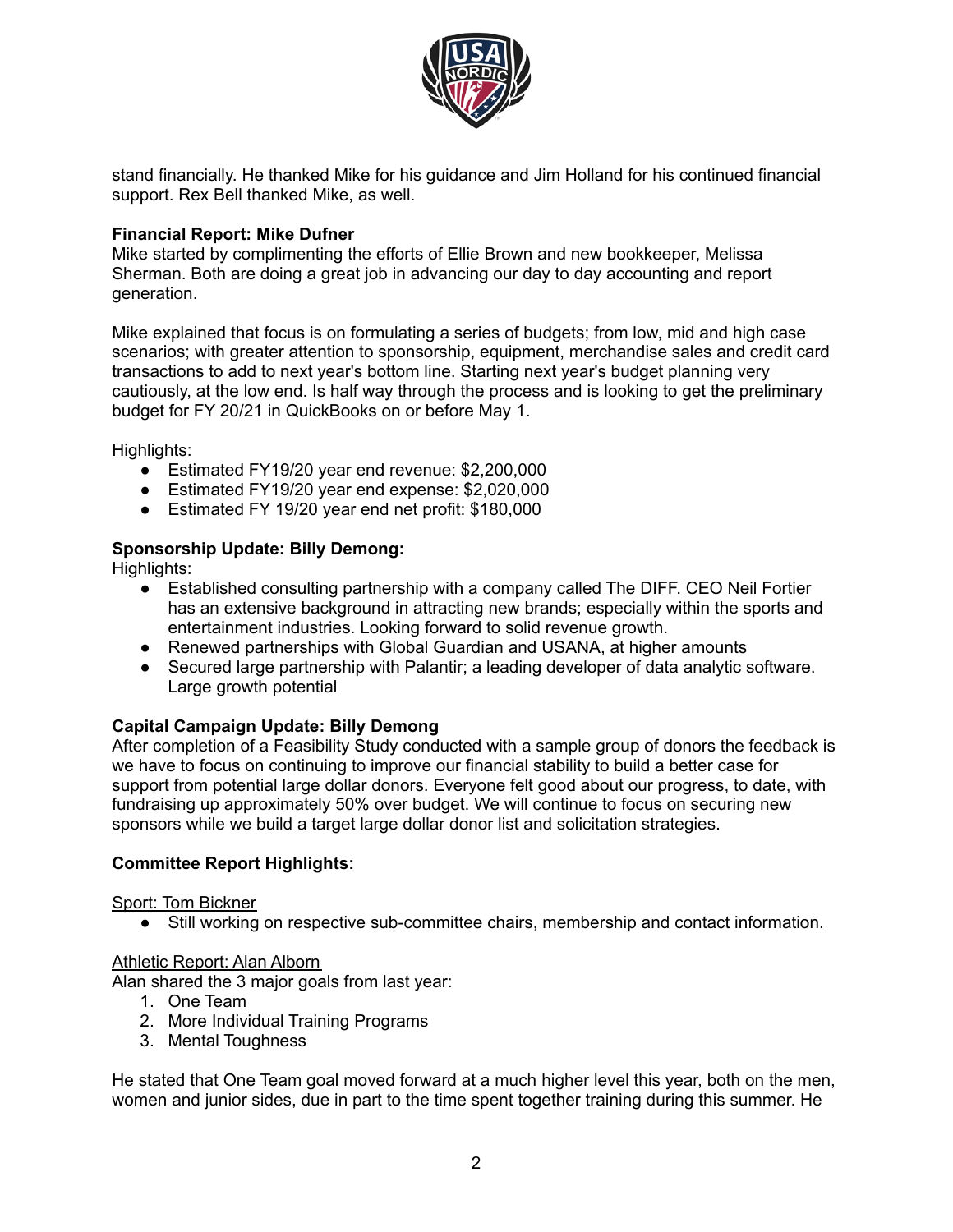stand financially. He thanked Mike for his guidance and Jim Holland for his continued financial support. Rex Bell thanked Mike, as well.

**Financial Report: Mike Dufner**
Mike started by complimenting the efforts of Ellie Brown and new bookkeeper, Melissa Sherman. Both are doing a great job in advancing our day to day accounting and report generation.

Mike explained that focus is on formulating a series of budgets; from low, mid and high case scenarios; with greater attention to sponsorship, equipment, merchandise sales and credit card transactions to add to next year's bottom line. Starting next year's budget planning very cautiously, at the low end. Is half way through the process and is looking to get the preliminary budget for FY 20/21 in QuickBooks on or before May 1.

Highlights:

- Estimated FY19/20 year end revenue: $2,200,000
- Estimated FY19/20 year end expense: $2,020,000
- Estimated FY 19/20 year end net profit: $180,000

**Sponsorship Update: Billy Demong:**
Highlights:

- Established consulting partnership with a company called The DIFF. CEO Neil Fortier has an extensive background in attracting new brands; especially within the sports and entertainment industries. Looking forward to solid revenue growth.
- Renewed partnerships with Global Guardian and USANA, at higher amounts
- Secured large partnership with Palantir; a leading developer of data analytic software. Large growth potential

**Capital Campaign Update: Billy Demong**
After completion of a Feasibility Study conducted with a sample group of donors the feedback is we have to focus on continuing to improve our financial stability to build a better case for support from potential large dollar donors. Everyone felt good about our progress, to date, with fundraising up approximately 50% over budget. We will continue to focus on securing new sponsors while we build a target large dollar donor list and solicitation strategies.

**Committee Report Highlights:**

<u>Sport: Tom Bickner</u>

- Still working on respective sub-committee chairs, membership and contact information.

<u>Athletic Report: Alan Alborn</u>
Alan shared the 3 major goals from last year:

1. One Team
2. More Individual Training Programs
3. Mental Toughness

He stated that One Team goal moved forward at a much higher level this year, both on the men, women and junior sides, due in part to the time spent together training during this summer. He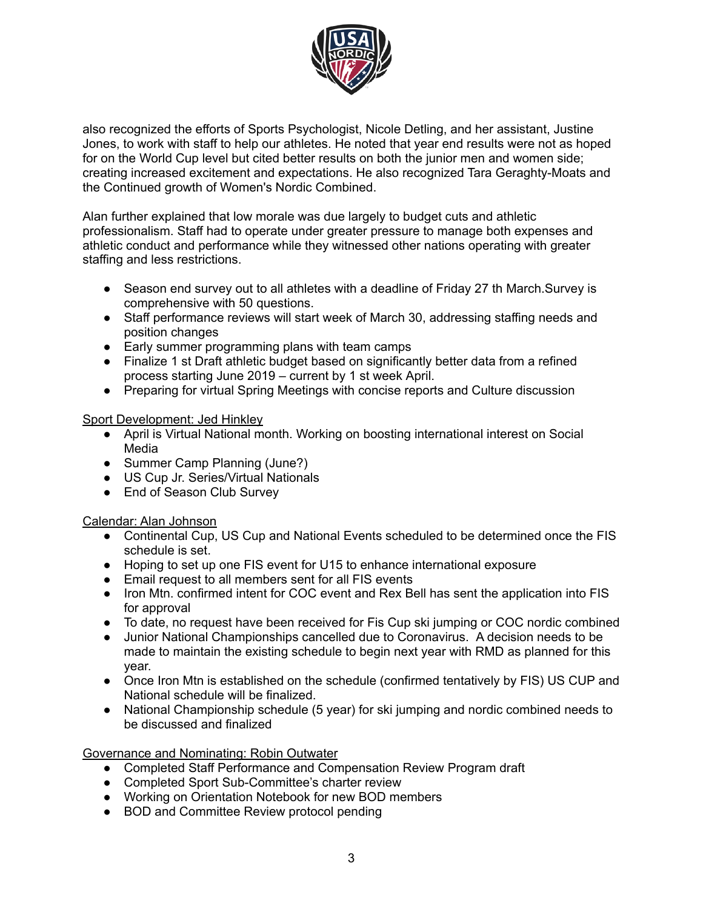also recognized the efforts of Sports Psychologist, Nicole Detling, and her assistant, Justine Jones, to work with staff to help our athletes. He noted that year end results were not as hoped for on the World Cup level but cited better results on both the junior men and women side; creating increased excitement and expectations. He also recognized Tara Geraghty-Moats and the Continued growth of Women's Nordic Combined.

Alan further explained that low morale was due largely to budget cuts and athletic professionalism. Staff had to operate under greater pressure to manage both expenses and athletic conduct and performance while they witnessed other nations operating with greater staffing and less restrictions.

- Season end survey out to all athletes with a deadline of Friday 27 th March.Survey is comprehensive with 50 questions.
- Staff performance reviews will start week of March 30, addressing staffing needs and position changes
- Early summer programming plans with team camps
- Finalize 1 st Draft athletic budget based on significantly better data from a refined process starting June 2019 – current by 1 st week April.
- Preparing for virtual Spring Meetings with concise reports and Culture discussion

Sport Development: Jed Hinkley

- April is Virtual National month. Working on boosting international interest on Social Media
- Summer Camp Planning (June?)
- US Cup Jr. Series/Virtual Nationals
- End of Season Club Survey

Calendar: Alan Johnson

- Continental Cup, US Cup and National Events scheduled to be determined once the FIS schedule is set.
- Hoping to set up one FIS event for U15 to enhance international exposure
- Email request to all members sent for all FIS events
- Iron Mtn. confirmed intent for COC event and Rex Bell has sent the application into FIS for approval
- To date, no request have been received for Fis Cup ski jumping or COC nordic combined
- Junior National Championships cancelled due to Coronavirus. A decision needs to be made to maintain the existing schedule to begin next year with RMD as planned for this year.
- Once Iron Mtn is established on the schedule (confirmed tentatively by FIS) US CUP and National schedule will be finalized.
- National Championship schedule (5 year) for ski jumping and nordic combined needs to be discussed and finalized

Governance and Nominating: Robin Outwater

- Completed Staff Performance and Compensation Review Program draft
- Completed Sport Sub-Committee's charter review
- Working on Orientation Notebook for new BOD members
- BOD and Committee Review protocol pending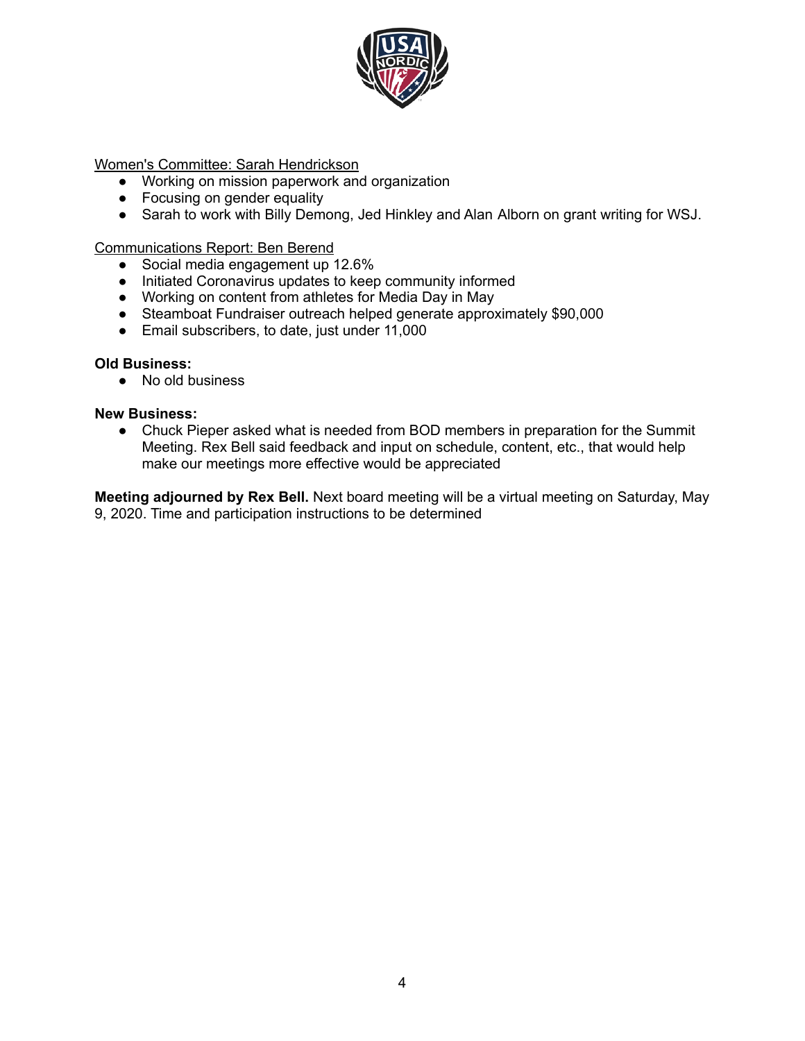Women's Committee: Sarah Hendrickson

- Working on mission paperwork and organization
- Focusing on gender equality
- Sarah to work with Billy Demong, Jed Hinkley and Alan Alborn on grant writing for WSJ.

Communications Report: Ben Berend

- Social media engagement up 12.6%
- Initiated Coronavirus updates to keep community informed
- Working on content from athletes for Media Day in May
- Steamboat Fundraiser outreach helped generate approximately $90,000
- Email subscribers, to date, just under 11,000

**Old Business:**

- No old business

**New Business:**

- Chuck Pieper asked what is needed from BOD members in preparation for the Summit Meeting. Rex Bell said feedback and input on schedule, content, etc., that would help make our meetings more effective would be appreciated

**Meeting adjourned by Rex Bell.** Next board meeting will be a virtual meeting on Saturday, May 9, 2020. Time and participation instructions to be determined